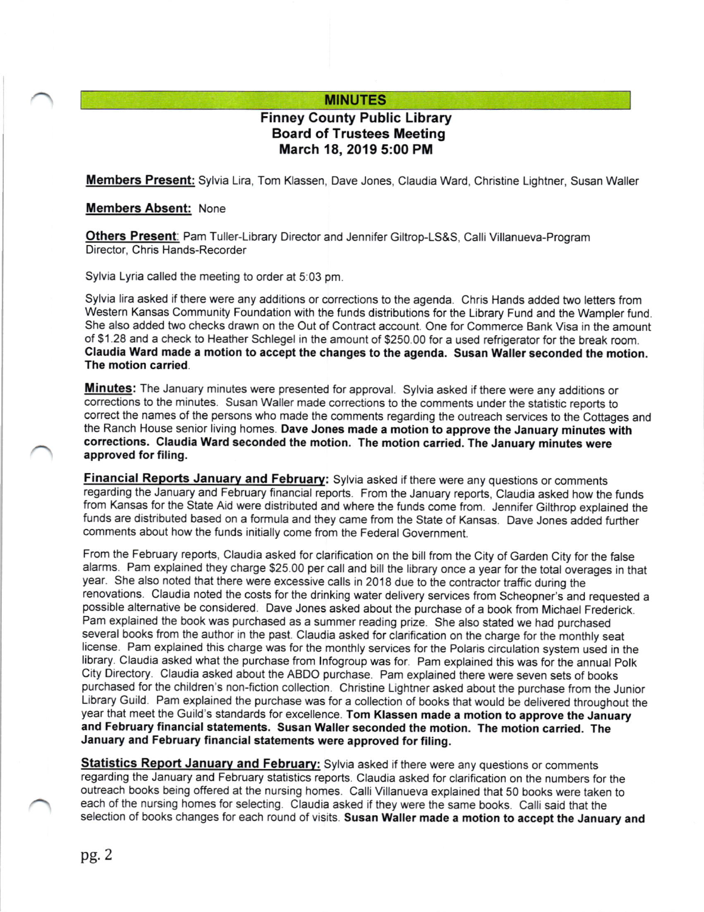# MINUTES

## Finney County Public Library
## Board of Trustees Meeting
## March 18, 2019 5:00 PM

**Members Present:** Sylvia Lira, Tom Klassen, Dave Jones, Claudia Ward, Christine Lightner, Susan Waller

**Members Absent:** None

**Others Present**: Pam Tuller-Library Director and Jennifer Giltrop-LS&S, Calli Villanueva-Program Director, Chris Hands-Recorder

Sylvia Lyria called the meeting to order at 5:03 pm.

Sylvia lira asked if there were any additions or corrections to the agenda. Chris Hands added two letters from Western Kansas Community Foundation with the funds distributions for the Library Fund and the Wampler fund. She also added two checks drawn on the Out of Contract account. One for Commerce Bank Visa in the amount of $1.28 and a check to Heather Schlegel in the amount of $250.00 for a used refrigerator for the break room. **Claudia Ward made a motion to accept the changes to the agenda. Susan Waller seconded the motion. The motion carried.**

**Minutes:** The January minutes were presented for approval. Sylvia asked if there were any additions or corrections to the minutes. Susan Waller made corrections to the comments under the statistic reports to correct the names of the persons who made the comments regarding the outreach services to the Cottages and the Ranch House senior living homes. **Dave Jones made a motion to approve the January minutes with corrections. Claudia Ward seconded the motion. The motion carried. The January minutes were approved for filing.**

**Financial Reports January and February:** Sylvia asked if there were any questions or comments regarding the January and February financial reports. From the January reports, Claudia asked how the funds from Kansas for the State Aid were distributed and where the funds come from. Jennifer Gilthrop explained the funds are distributed based on a formula and they came from the State of Kansas. Dave Jones added further comments about how the funds initially come from the Federal Government.

From the February reports, Claudia asked for clarification on the bill from the City of Garden City for the false alarms. Pam explained they charge $25.00 per call and bill the library once a year for the total overages in that year. She also noted that there were excessive calls in 2018 due to the contractor traffic during the renovations. Claudia noted the costs for the drinking water delivery services from Scheopner's and requested a possible alternative be considered. Dave Jones asked about the purchase of a book from Michael Frederick. Pam explained the book was purchased as a summer reading prize. She also stated we had purchased several books from the author in the past. Claudia asked for clarification on the charge for the monthly seat license. Pam explained this charge was for the monthly services for the Polaris circulation system used in the library. Claudia asked what the purchase from Infogroup was for. Pam explained this was for the annual Polk City Directory. Claudia asked about the ABDO purchase. Pam explained there were seven sets of books purchased for the children's non-fiction collection. Christine Lightner asked about the purchase from the Junior Library Guild. Pam explained the purchase was for a collection of books that would be delivered throughout the year that meet the Guild's standards for excellence. **Tom Klassen made a motion to approve the January and February financial statements. Susan Waller seconded the motion. The motion carried. The January and February financial statements were approved for filing.**

**Statistics Report January and February:** Sylvia asked if there were any questions or comments regarding the January and February statistics reports. Claudia asked for clarification on the numbers for the outreach books being offered at the nursing homes. Calli Villanueva explained that 50 books were taken to each of the nursing homes for selecting. Claudia asked if they were the same books. Calli said that the selection of books changes for each round of visits. **Susan Waller made a motion to accept the January and**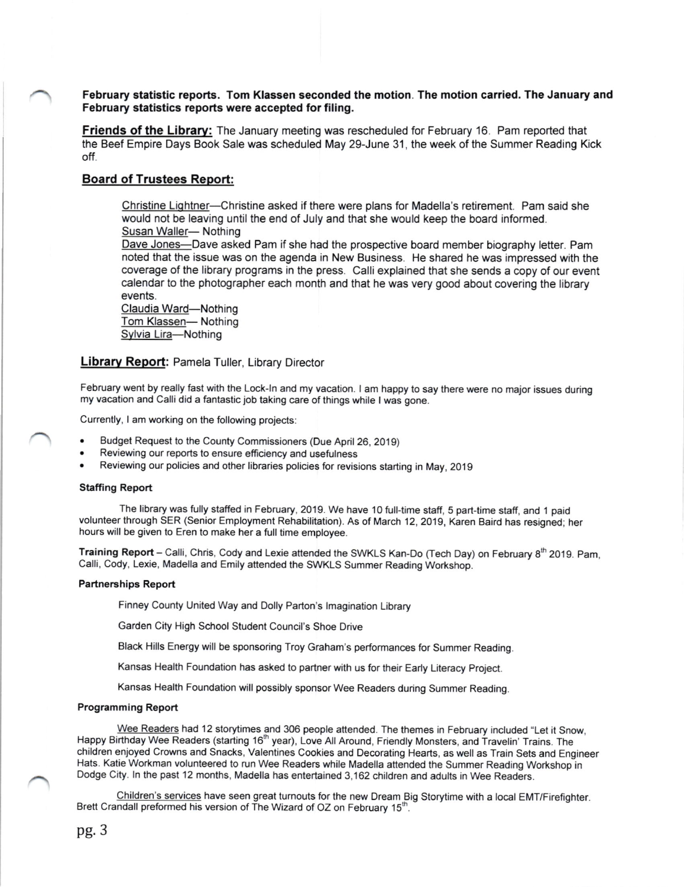**February statistic reports. Tom Klassen seconded the motion. The motion carried. The January and February statistics reports were accepted for filing.**

**Friends of the Library:** The January meeting was rescheduled for February 16. Pam reported that the Beef Empire Days Book Sale was scheduled May 29-June 31, the week of the Summer Reading Kick off.

## Board of Trustees Report:

Christine Lightner—Christine asked if there were plans for Madella's retirement. Pam said she would not be leaving until the end of July and that she would keep the board informed.
Susan Waller— Nothing
Dave Jones—Dave asked Pam if she had the prospective board member biography letter. Pam noted that the issue was on the agenda in New Business. He shared he was impressed with the coverage of the library programs in the press. Calli explained that she sends a copy of our event calendar to the photographer each month and that he was very good about covering the library events.
Claudia Ward—Nothing
Tom Klassen— Nothing
Sylvia Lira—Nothing

## Library Report: Pamela Tuller, Library Director

February went by really fast with the Lock-In and my vacation. I am happy to say there were no major issues during my vacation and Calli did a fantastic job taking care of things while I was gone.

Currently, I am working on the following projects:

- Budget Request to the County Commissioners (Due April 26, 2019)
- Reviewing our reports to ensure efficiency and usefulness
- Reviewing our policies and other libraries policies for revisions starting in May, 2019

### Staffing Report

The library was fully staffed in February, 2019. We have 10 full-time staff, 5 part-time staff, and 1 paid volunteer through SER (Senior Employment Rehabilitation). As of March 12, 2019, Karen Baird has resigned; her hours will be given to Eren to make her a full time employee.

**Training Report** – Calli, Chris, Cody and Lexie attended the SWKLS Kan-Do (Tech Day) on February 8th 2019. Pam, Calli, Cody, Lexie, Madella and Emily attended the SWKLS Summer Reading Workshop.

### Partnerships Report

Finney County United Way and Dolly Parton's Imagination Library

Garden City High School Student Council's Shoe Drive

Black Hills Energy will be sponsoring Troy Graham's performances for Summer Reading.

Kansas Health Foundation has asked to partner with us for their Early Literacy Project.

Kansas Health Foundation will possibly sponsor Wee Readers during Summer Reading.

### Programming Report

Wee Readers had 12 storytimes and 306 people attended. The themes in February included "Let it Snow, Happy Birthday Wee Readers (starting 16th year), Love All Around, Friendly Monsters, and Travelin' Trains. The children enjoyed Crowns and Snacks, Valentines Cookies and Decorating Hearts, as well as Train Sets and Engineer Hats. Katie Workman volunteered to run Wee Readers while Madella attended the Summer Reading Workshop in Dodge City. In the past 12 months, Madella has entertained 3,162 children and adults in Wee Readers.

Children's services have seen great turnouts for the new Dream Big Storytime with a local EMT/Firefighter. Brett Crandall preformed his version of The Wizard of OZ on February 15th.